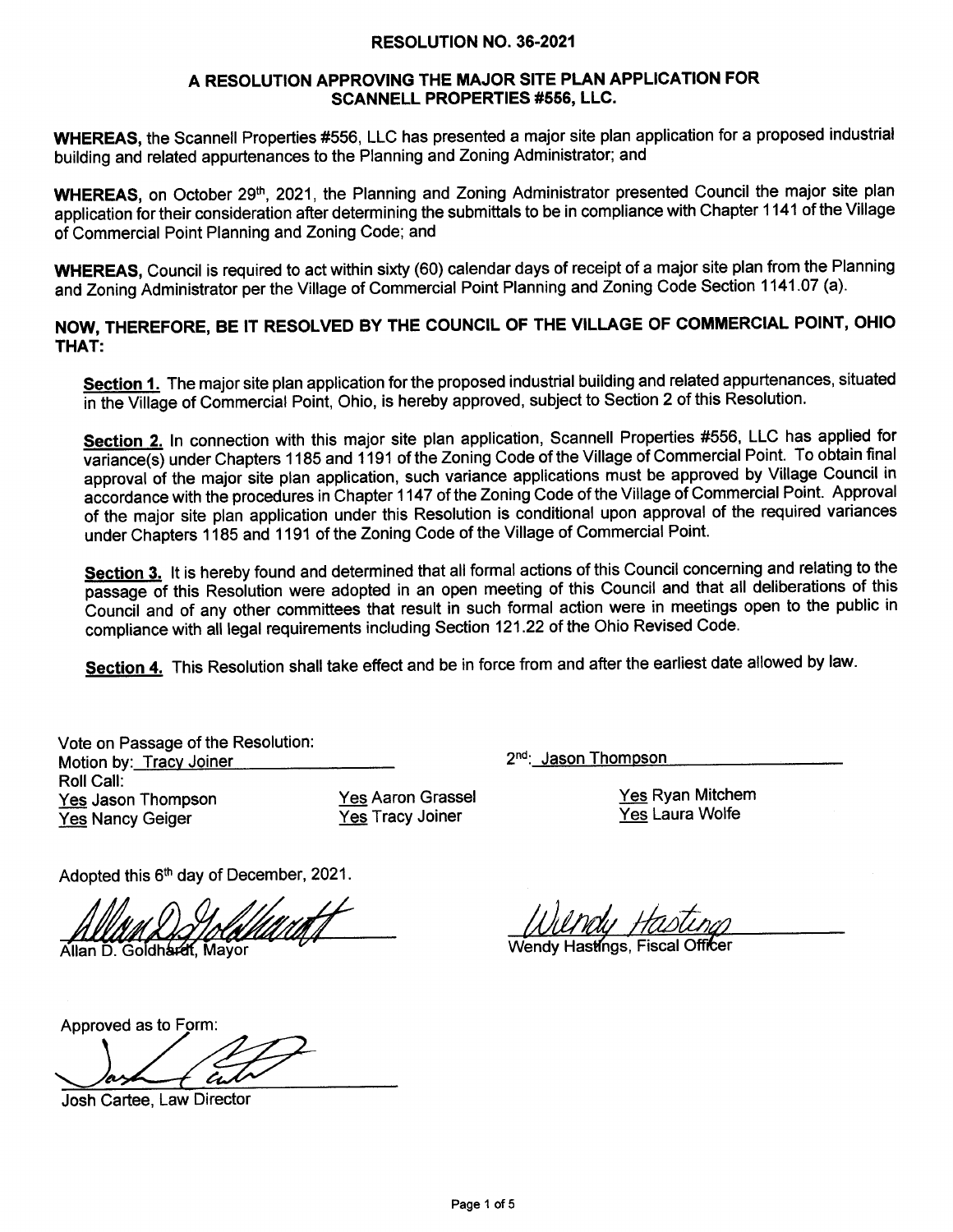# RESOLUTION NO. 36-2021

## A RESOLUTION APPROVING THE MAJOR SITE PLAN APPLICATION FOR SCANNELL PROPERTIES #556, LLC.

**WHEREAS,** the Scannell Properties #556, LLC has presented a major site plan application for a proposed industrial building and related appurtenances to the Planning and Zoning Administrator; and

**WHEREAS,** on October 29th, 2021, the Planning and Zoning Administrator presented Council the major site plan application for their consideration after determining the submittals to be in compliance with Chapter 1141 of the Village of Commercial Point Planning and Zoning Code; and

**WHEREAS,** Council is required to act within sixty (60) calendar days of receipt of a major site plan from the Planning and Zoning Administrator per the Village of Commercial Point Planning and Zoning Code Section 1141.07 (a).

**NOW, THEREFORE, BE IT RESOLVED BY THE COUNCIL OF THE VILLAGE OF COMMERCIAL POINT, OHIO THAT:**

**Section 1.** The major site plan application for the proposed industrial building and related appurtenances, situated in the Village of Commercial Point, Ohio, is hereby approved, subject to Section 2 of this Resolution.

**Section 2.** In connection with this major site plan application, Scannell Properties #556, LLC has applied for variance(s) under Chapters 1185 and 1191 of the Zoning Code of the Village of Commercial Point. To obtain final approval of the major site plan application, such variance applications must be approved by Village Council in accordance with the procedures in Chapter 1147 of the Zoning Code of the Village of Commercial Point. Approval of the major site plan application under this Resolution is conditional upon approval of the required variances under Chapters 1185 and 1191 of the Zoning Code of the Village of Commercial Point.

**Section 3.** It is hereby found and determined that all formal actions of this Council concerning and relating to the passage of this Resolution were adopted in an open meeting of this Council and that all deliberations of this Council and of any other committees that result in such formal action were in meetings open to the public in compliance with all legal requirements including Section 121.22 of the Ohio Revised Code.

**Section 4.** This Resolution shall take effect and be in force from and after the earliest date allowed by law.

Vote on Passage of the Resolution:
Motion by: Tracy Joiner
2nd: Jason Thompson

Roll Call:

Yes Jason Thompson
Yes Nancy Geiger
Yes Aaron Grassel
Yes Tracy Joiner
Yes Ryan Mitchem
Yes Laura Wolfe

Adopted this 6th day of December, 2021.

Allan D. Goldhardt, Mayor

Wendy Hastings, Fiscal Officer

Approved as to Form:

Josh Cartee, Law Director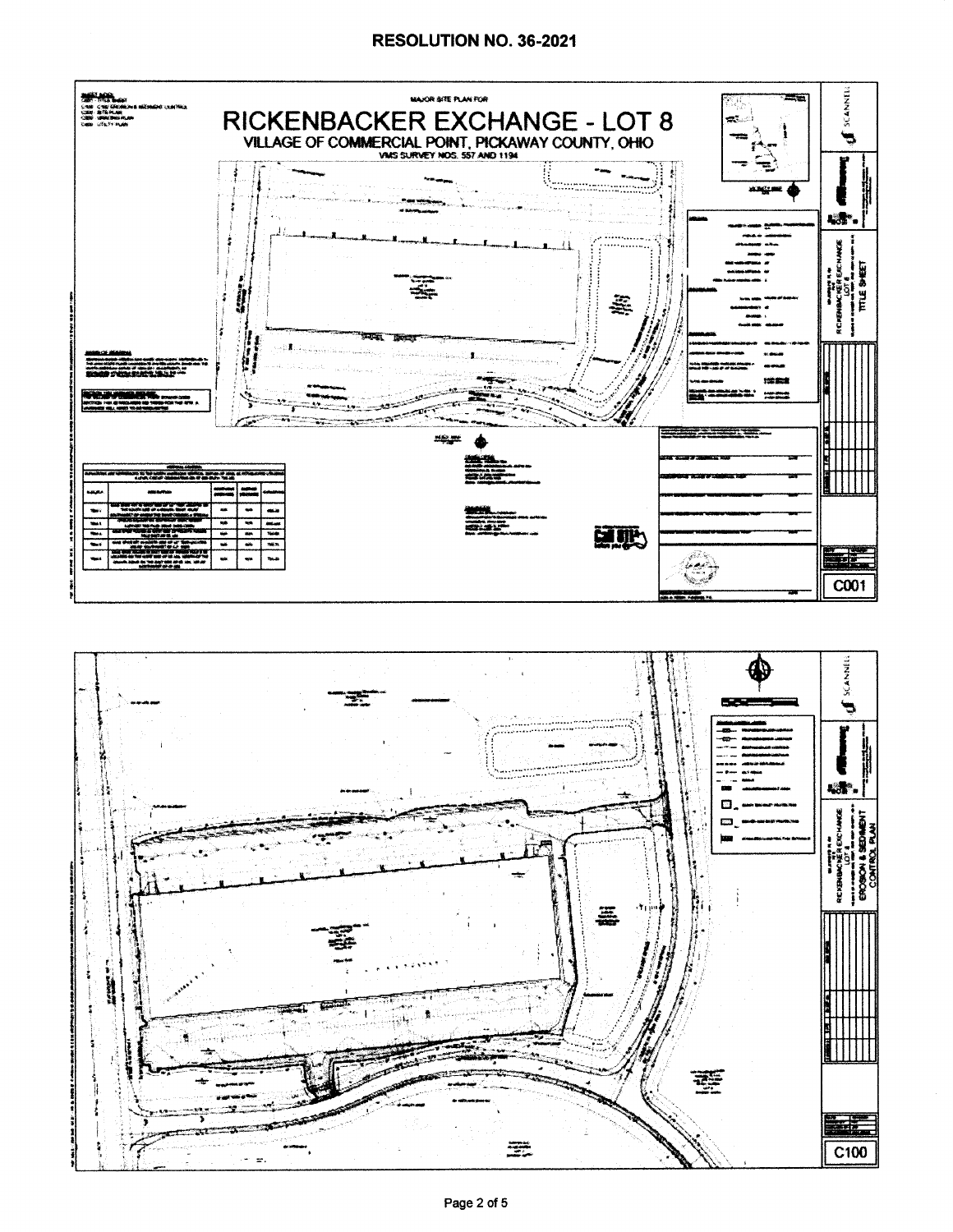# RESOLUTION NO. 36-2021

MAJOR SITE PLAN FOR

## RICKENBACKER EXCHANGE - LOT 8

### VILLAGE OF COMMERCIAL POINT, PICKAWAY COUNTY, OHIO

VMS SURVEY NOS. 557 AND 1194

RICKENBACKER EXCHANGE LOT 8

TITLE SHEET

C001

RICKENBACKER EXCHANGE LOT 8

EROSION & SEDIMENT CONTROL PLAN

C100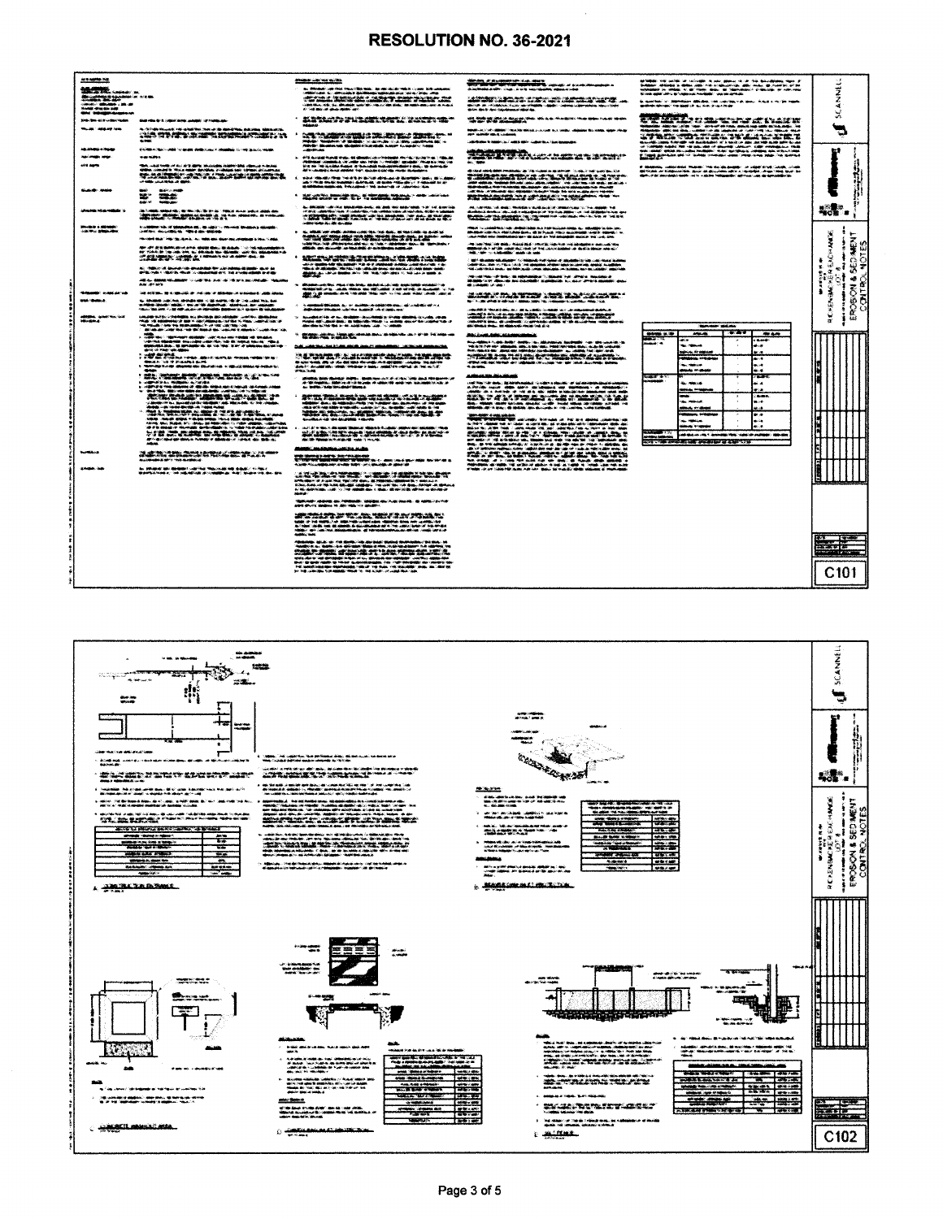# RESOLUTION NO. 36-2021

SCANNELL

RICHENBACHER EXCHANGE LOT 6

EROSION & SEDIMENT CONTROL NOTES

C101

SCANNELL

RICHENBACHER EXCHANGE LOT 6

EROSION & SEDIMENT CONTROL NOTES

C102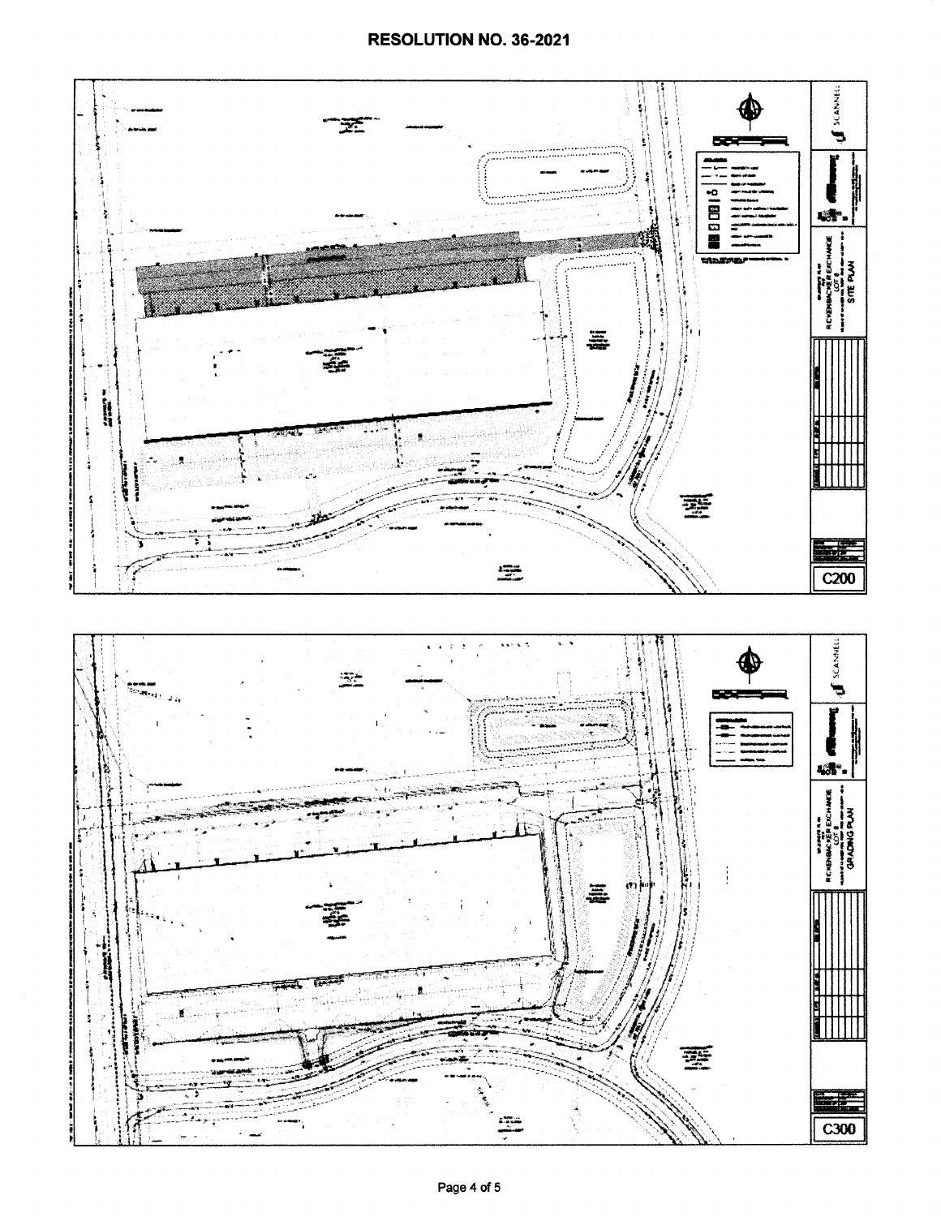# RESOLUTION NO. 36-2021

SCANNELL

RICKENBACKER EXCHANGE
LOT 6
SITE PLAN

C200

SCANNELL

RICKENBACKER EXCHANGE
LOT 6
GRADING PLAN

C300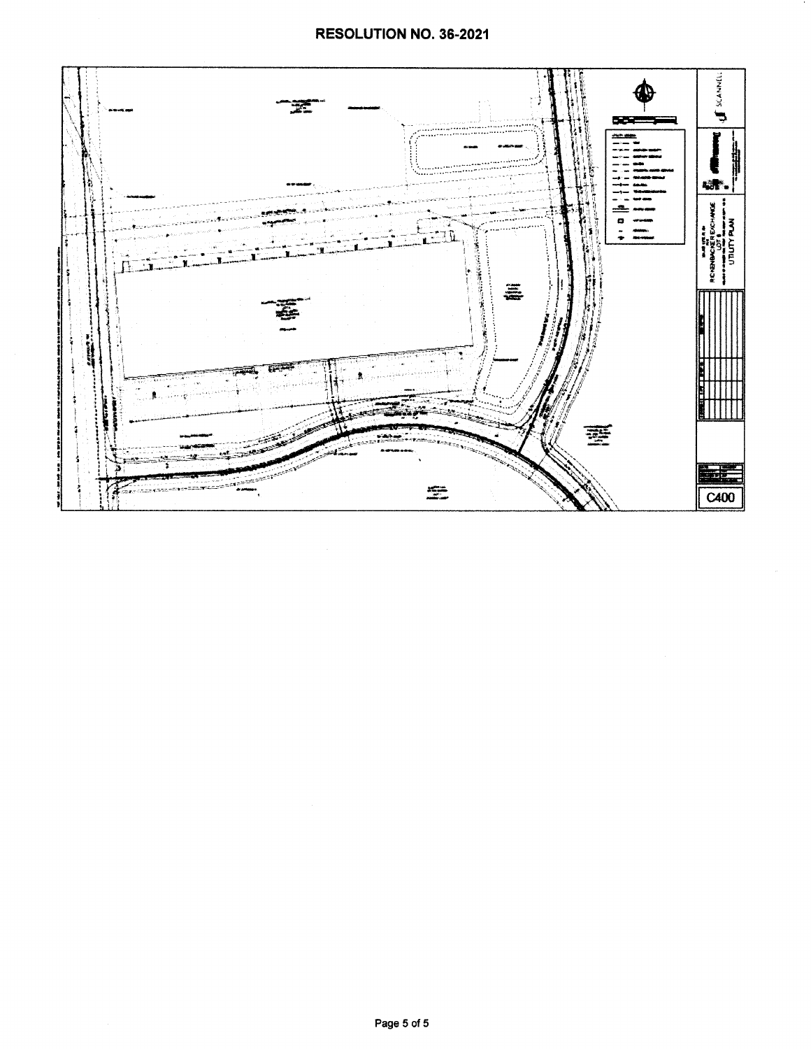# RESOLUTION NO. 36-2021

SCANNELL

RICKENBACKER EXCHANGE LOT 8

UTILITY PLAN

C400